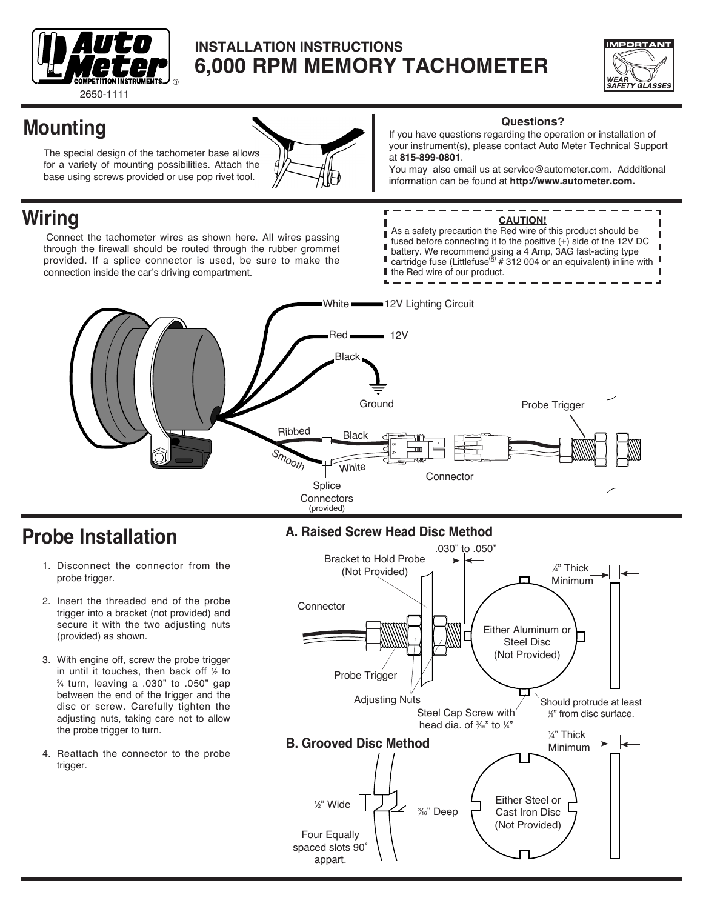# INSTALLATION INSTRUCTIONS
# 6,000 RPM MEMORY TACHOMETER

2650-1111

IMPORTANT — WEAR SAFETY GLASSES

## Mounting

The special design of the tachometer base allows for a variety of mounting possibilities. Attach the base using screws provided or use pop rivet tool.

**Questions?**

If you have questions regarding the operation or installation of your instrument(s), please contact Auto Meter Technical Support at **815-899-0801**.

You may also email us at service@autometer.com. Addditional information can be found at **http://www.autometer.com.**

## Wiring

Connect the tachometer wires as shown here. All wires passing through the firewall should be routed through the rubber grommet provided. If a splice connector is used, be sure to make the connection inside the car's driving compartment.

**CAUTION!**

As a safety precaution the Red wire of this product should be fused before connecting it to the positive (+) side of the 12V DC battery. We recommend using a 4 Amp, 3AG fast-acting type cartridge fuse (Littlefuse® # 312 004 or an equivalent) inline with the Red wire of our product.

White — 12V Lighting Circuit
Red — 12V
Black — Ground
Ribbed — Black
Smooth — White
Splice Connectors (provided)
Connector
Probe Trigger

## Probe Installation

1. Disconnect the connector from the probe trigger.
2. Insert the threaded end of the probe trigger into a bracket (not provided) and secure it with the two adjusting nuts (provided) as shown.
3. With engine off, screw the probe trigger in until it touches, then back off ½ to ¾ turn, leaving a .030" to .050" gap between the end of the trigger and the disc or screw. Carefully tighten the adjusting nuts, taking care not to allow the probe trigger to turn.
4. Reattach the connector to the probe trigger.

### A. Raised Screw Head Disc Method

Bracket to Hold Probe (Not Provided)
.030" to .050"
¼" Thick Minimum
Connector
Either Aluminum or Steel Disc (Not Provided)
Probe Trigger
Adjusting Nuts
Steel Cap Screw with head dia. of 3⁄16" to ¼"
Should protrude at least ⅛" from disc surface.

### B. Grooved Disc Method

¼" Thick Minimum
½" Wide
3⁄16" Deep
Four Equally spaced slots 90˚ appart.
Either Steel or Cast Iron Disc (Not Provided)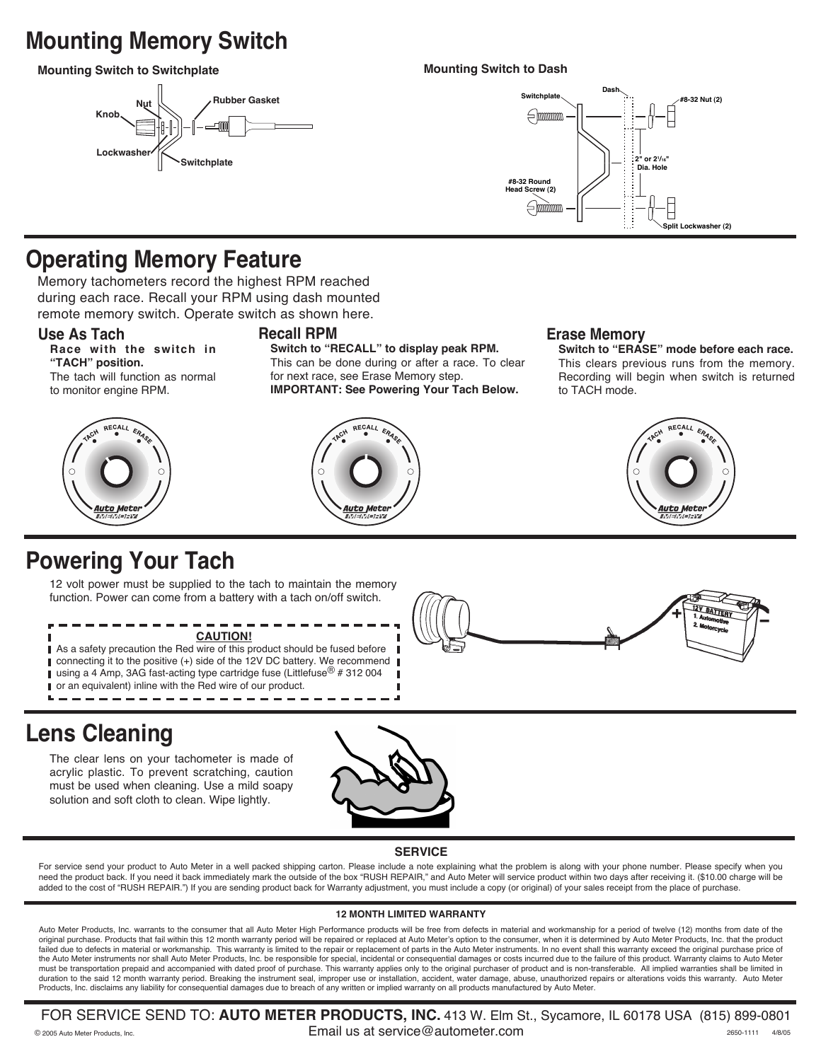# Mounting Memory Switch

### Mounting Switch to Switchplate

Knob
Nut
Rubber Gasket
Lockwasher
Switchplate

### Mounting Switch to Dash

Dash
Switchplate
#8-32 Nut (2)
2" or 2 1/16" Dia. Hole
#8-32 Round Head Screw (2)
Split Lockwasher (2)

# Operating Memory Feature

Memory tachometers record the highest RPM reached during each race. Recall your RPM using dash mounted remote memory switch. Operate switch as shown here.

## Use As Tach

**Race with the switch in "TACH" position.**

The tach will function as normal to monitor engine RPM.

## Recall RPM

**Switch to "RECALL" to display peak RPM.**

This can be done during or after a race. To clear for next race, see Erase Memory step.

**IMPORTANT: See Powering Your Tach Below.**

## Erase Memory

**Switch to "ERASE" mode before each race.**

This clears previous runs from the memory. Recording will begin when switch is returned to TACH mode.

TACH RECALL ERASE
Auto Meter MEMORY

TACH RECALL ERASE
Auto Meter MEMORY

TACH RECALL ERASE
Auto Meter MEMORY

# Powering Your Tach

12 volt power must be supplied to the tach to maintain the memory function. Power can come from a battery with a tach on/off switch.

**CAUTION!**

As a safety precaution the Red wire of this product should be fused before connecting it to the positive (+) side of the 12V DC battery. We recommend using a 4 Amp, 3AG fast-acting type cartridge fuse (Littlefuse® # 312 004 or an equivalent) inline with the Red wire of our product.

12V BATTERY
1. Automotive
2. Motorcycle
+
−

# Lens Cleaning

The clear lens on your tachometer is made of acrylic plastic. To prevent scratching, caution must be used when cleaning. Use a mild soapy solution and soft cloth to clean. Wipe lightly.

### SERVICE

For service send your product to Auto Meter in a well packed shipping carton. Please include a note explaining what the problem is along with your phone number. Please specify when you need the product back. If you need it back immediately mark the outside of the box "RUSH REPAIR," and Auto Meter will service product within two days after receiving it. ($10.00 charge will be added to the cost of "RUSH REPAIR.") If you are sending product back for Warranty adjustment, you must include a copy (or original) of your sales receipt from the place of purchase.

### 12 MONTH LIMITED WARRANTY

Auto Meter Products, Inc. warrants to the consumer that all Auto Meter High Performance products will be free from defects in material and workmanship for a period of twelve (12) months from date of the original purchase. Products that fail within this 12 month warranty period will be repaired or replaced at Auto Meter's option to the consumer, when it is determined by Auto Meter Products, Inc. that the product failed due to defects in material or workmanship. This warranty is limited to the repair or replacement of parts in the Auto Meter instruments. In no event shall this warranty exceed the original purchase price of the Auto Meter instruments nor shall Auto Meter Products, Inc. be responsible for special, incidental or consequential damages or costs incurred due to the failure of this product. Warranty claims to Auto Meter must be transportation prepaid and accompanied with dated proof of purchase. This warranty applies only to the original purchaser of product and is non-transferable. All implied warranties shall be limited in duration to the said 12 month warranty period. Breaking the instrument seal, improper use or installation, accident, water damage, abuse, unauthorized repairs or alterations voids this warranty. Auto Meter Products, Inc. disclaims any liability for consequential damages due to breach of any written or implied warranty on all products manufactured by Auto Meter.

FOR SERVICE SEND TO: **AUTO METER PRODUCTS, INC.** 413 W. Elm St., Sycamore, IL 60178 USA (815) 899-0801

Email us at service@autometer.com

© 2005 Auto Meter Products, Inc. 2650-1111 4/8/05